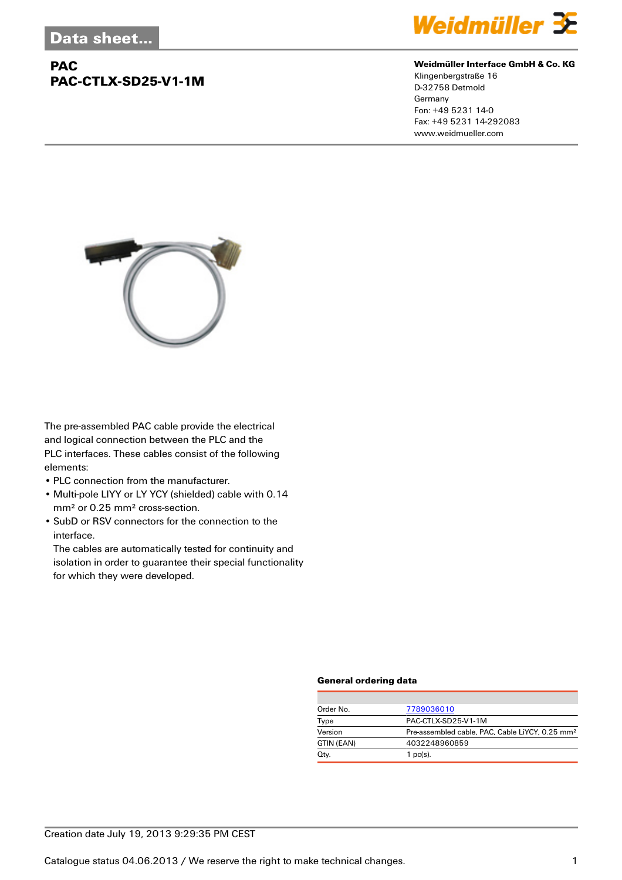# Data sheet...

## PAC
## PAC-CTLX-SD25-V1-1M

**Weidmüller Interface GmbH & Co. KG**
Klingenbergstraße 16
D-32758 Detmold
Germany
Fon: +49 5231 14-0
Fax: +49 5231 14-292083
www.weidmueller.com

The pre-assembled PAC cable provide the electrical and logical connection between the PLC and the PLC interfaces. These cables consist of the following elements:

- PLC connection from the manufacturer.
- Multi-pole LIYY or LY YCY (shielded) cable with 0.14 mm² or 0.25 mm² cross-section.
- SubD or RSV connectors for the connection to the interface.
  The cables are automatically tested for continuity and isolation in order to guarantee their special functionality for which they were developed.

### General ordering data

| | |
|---|---|
| Order No. | 7789036010 |
| Type | PAC-CTLX-SD25-V1-1M |
| Version | Pre-assembled cable, PAC, Cable LiYCY, 0.25 mm² |
| GTIN (EAN) | 4032248960859 |
| Qty. | 1 pc(s). |

Creation date July 19, 2013 9:29:35 PM CEST

Catalogue status 04.06.2013 / We reserve the right to make technical changes.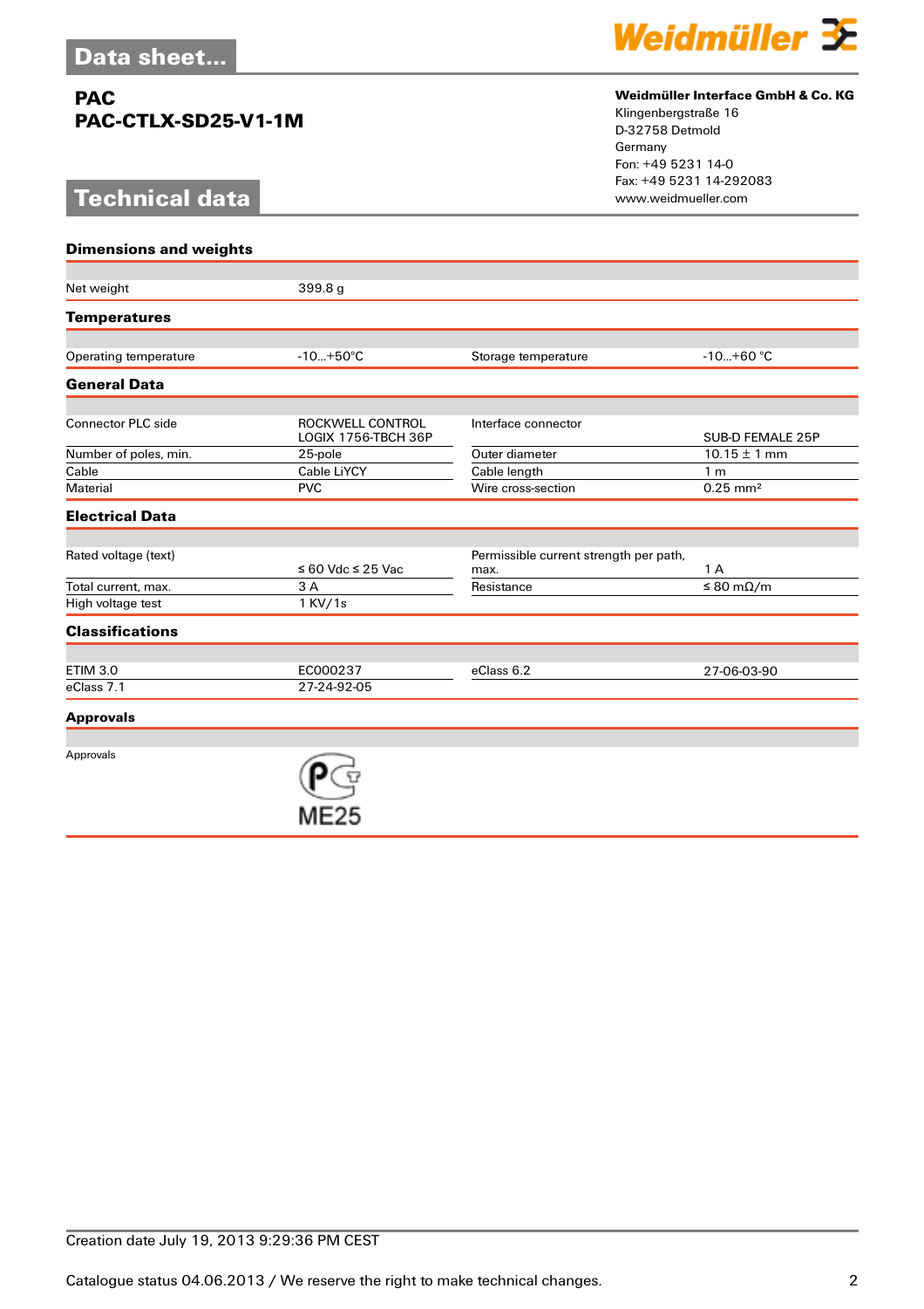Data sheet...

**PAC**
**PAC-CTLX-SD25-V1-1M**

**Weidmüller Interface GmbH & Co. KG**
Klingenbergstraße 16
D-32758 Detmold
Germany
Fon: +49 5231 14-0
Fax: +49 5231 14-292083
www.weidmueller.com

# Technical data

### Dimensions and weights

| | |
|---|---|
| Net weight | 399.8 g |

### Temperatures

| | | | |
|---|---|---|---|
| Operating temperature | -10...+50°C | Storage temperature | -10...+60 °C |

### General Data

| | | | |
|---|---|---|---|
| Connector PLC side | ROCKWELL CONTROL LOGIX 1756-TBCH 36P | Interface connector | SUB-D FEMALE 25P |
| Number of poles, min. | 25-pole | Outer diameter | 10.15 ± 1 mm |
| Cable | Cable LiYCY | Cable length | 1 m |
| Material | PVC | Wire cross-section | 0.25 mm² |

### Electrical Data

| | | | |
|---|---|---|---|
| Rated voltage (text) | ≤ 60 Vdc ≤ 25 Vac | Permissible current strength per path, max. | 1 A |
| Total current, max. | 3 A | Resistance | ≤ 80 mΩ/m |
| High voltage test | 1 KV/1s | | |

### Classifications

| | | | |
|---|---|---|---|
| ETIM 3.0 | EC000237 | eClass 6.2 | 27-06-03-90 |
| eClass 7.1 | 27-24-92-05 | | |

### Approvals

Approvals

ME25

Creation date July 19, 2013 9:29:36 PM CEST

Catalogue status 04.06.2013 / We reserve the right to make technical changes.